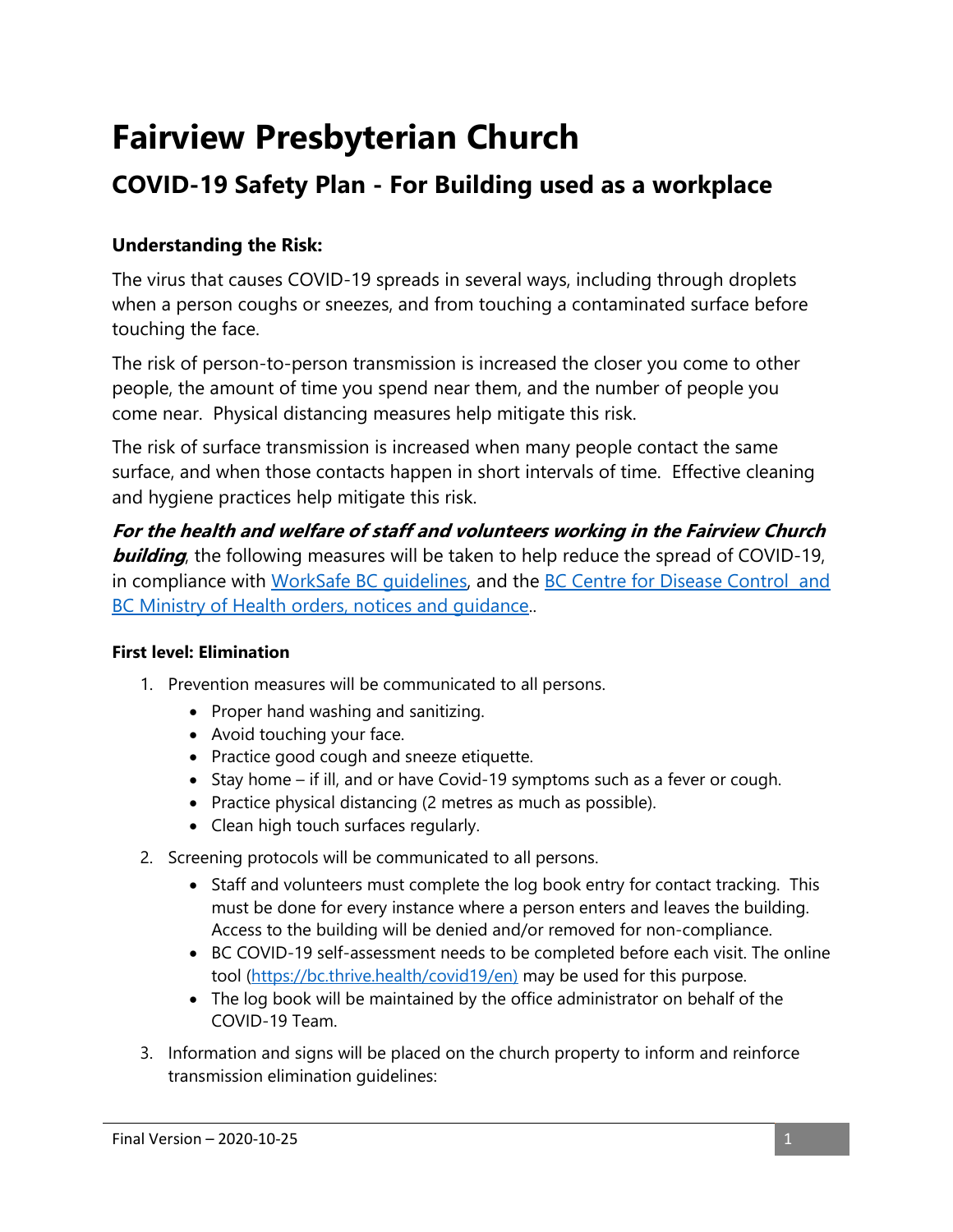# Fairview Presbyterian Church

## COVID-19 Safety Plan - For Building used as a workplace

**Understanding the Risk:**

The virus that causes COVID-19 spreads in several ways, including through droplets when a person coughs or sneezes, and from touching a contaminated surface before touching the face.

The risk of person-to-person transmission is increased the closer you come to other people, the amount of time you spend near them, and the number of people you come near. Physical distancing measures help mitigate this risk.

The risk of surface transmission is increased when many people contact the same surface, and when those contacts happen in short intervals of time. Effective cleaning and hygiene practices help mitigate this risk.

***For the health and welfare of staff and volunteers working in the Fairview Church building***, the following measures will be taken to help reduce the spread of COVID-19, in compliance with WorkSafe BC guidelines, and the BC Centre for Disease Control and BC Ministry of Health orders, notices and guidance..

**First level: Elimination**

1. Prevention measures will be communicated to all persons.
   - Proper hand washing and sanitizing.
   - Avoid touching your face.
   - Practice good cough and sneeze etiquette.
   - Stay home – if ill, and or have Covid-19 symptoms such as a fever or cough.
   - Practice physical distancing (2 metres as much as possible).
   - Clean high touch surfaces regularly.
2. Screening protocols will be communicated to all persons.
   - Staff and volunteers must complete the log book entry for contact tracking. This must be done for every instance where a person enters and leaves the building. Access to the building will be denied and/or removed for non-compliance.
   - BC COVID-19 self-assessment needs to be completed before each visit. The online tool (https://bc.thrive.health/covid19/en) may be used for this purpose.
   - The log book will be maintained by the office administrator on behalf of the COVID-19 Team.
3. Information and signs will be placed on the church property to inform and reinforce transmission elimination guidelines: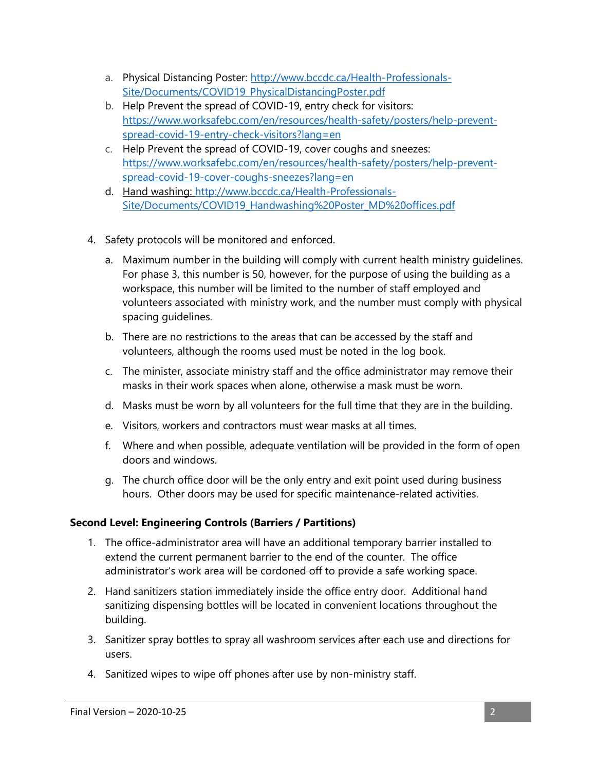a. Physical Distancing Poster: [http://www.bccdc.ca/Health-Professionals-Site/Documents/COVID19_PhysicalDistancingPoster.pdf](http://www.bccdc.ca/Health-Professionals-Site/Documents/COVID19_PhysicalDistancingPoster.pdf)
   b. Help Prevent the spread of COVID-19, entry check for visitors: [https://www.worksafebc.com/en/resources/health-safety/posters/help-prevent-spread-covid-19-entry-check-visitors?lang=en](https://www.worksafebc.com/en/resources/health-safety/posters/help-prevent-spread-covid-19-entry-check-visitors?lang=en)
   c. Help Prevent the spread of COVID-19, cover coughs and sneezes: [https://www.worksafebc.com/en/resources/health-safety/posters/help-prevent-spread-covid-19-cover-coughs-sneezes?lang=en](https://www.worksafebc.com/en/resources/health-safety/posters/help-prevent-spread-covid-19-cover-coughs-sneezes?lang=en)
   d. Hand washing: [http://www.bccdc.ca/Health-Professionals-Site/Documents/COVID19_Handwashing%20Poster_MD%20offices.pdf](http://www.bccdc.ca/Health-Professionals-Site/Documents/COVID19_Handwashing%20Poster_MD%20offices.pdf)

4. Safety protocols will be monitored and enforced.

   a. Maximum number in the building will comply with current health ministry guidelines. For phase 3, this number is 50, however, for the purpose of using the building as a workspace, this number will be limited to the number of staff employed and volunteers associated with ministry work, and the number must comply with physical spacing guidelines.

   b. There are no restrictions to the areas that can be accessed by the staff and volunteers, although the rooms used must be noted in the log book.

   c. The minister, associate ministry staff and the office administrator may remove their masks in their work spaces when alone, otherwise a mask must be worn.

   d. Masks must be worn by all volunteers for the full time that they are in the building.

   e. Visitors, workers and contractors must wear masks at all times.

   f. Where and when possible, adequate ventilation will be provided in the form of open doors and windows.

   g. The church office door will be the only entry and exit point used during business hours. Other doors may be used for specific maintenance-related activities.

**Second Level: Engineering Controls (Barriers / Partitions)**

1. The office-administrator area will have an additional temporary barrier installed to extend the current permanent barrier to the end of the counter. The office administrator's work area will be cordoned off to provide a safe working space.

2. Hand sanitizers station immediately inside the office entry door. Additional hand sanitizing dispensing bottles will be located in convenient locations throughout the building.

3. Sanitizer spray bottles to spray all washroom services after each use and directions for users.

4. Sanitized wipes to wipe off phones after use by non-ministry staff.

Final Version – 2020-10-25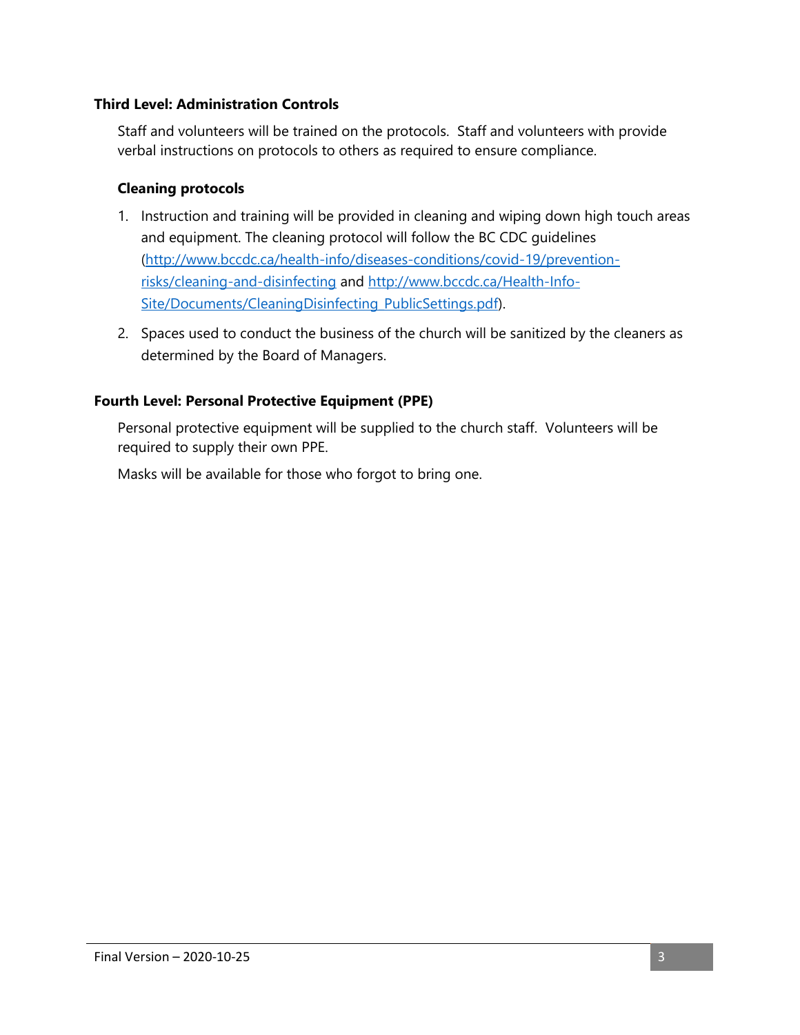**Third Level: Administration Controls**

Staff and volunteers will be trained on the protocols. Staff and volunteers with provide verbal instructions on protocols to others as required to ensure compliance.

**Cleaning protocols**

1. Instruction and training will be provided in cleaning and wiping down high touch areas and equipment. The cleaning protocol will follow the BC CDC guidelines ([http://www.bccdc.ca/health-info/diseases-conditions/covid-19/prevention-risks/cleaning-and-disinfecting](http://www.bccdc.ca/health-info/diseases-conditions/covid-19/prevention-risks/cleaning-and-disinfecting) and [http://www.bccdc.ca/Health-Info-Site/Documents/CleaningDisinfecting_PublicSettings.pdf](http://www.bccdc.ca/Health-Info-Site/Documents/CleaningDisinfecting_PublicSettings.pdf)).
2. Spaces used to conduct the business of the church will be sanitized by the cleaners as determined by the Board of Managers.

**Fourth Level: Personal Protective Equipment (PPE)**

Personal protective equipment will be supplied to the church staff. Volunteers will be required to supply their own PPE.

Masks will be available for those who forgot to bring one.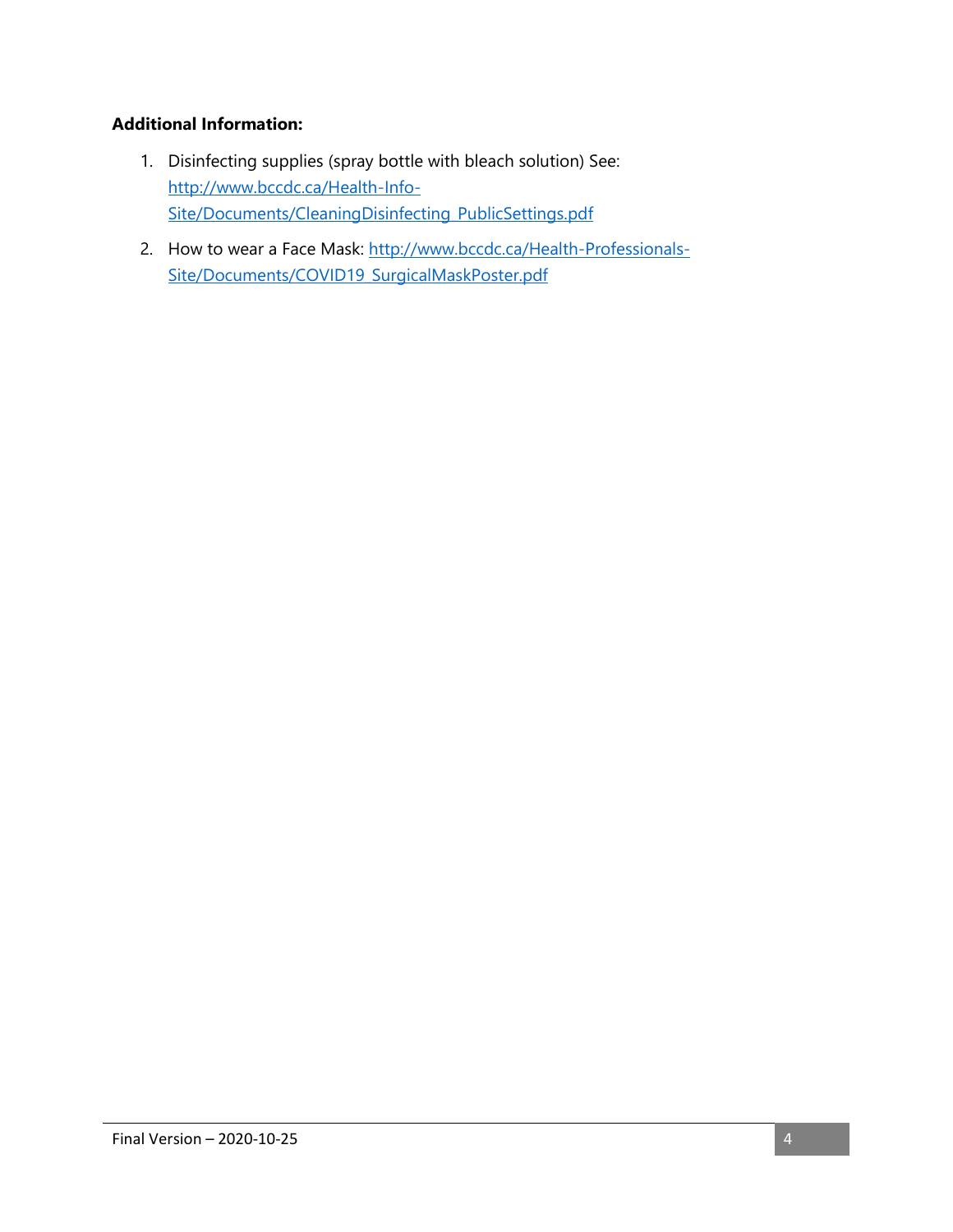**Additional Information:**

1. Disinfecting supplies (spray bottle with bleach solution) See: http://www.bccdc.ca/Health-Info-Site/Documents/CleaningDisinfecting_PublicSettings.pdf

2. How to wear a Face Mask: http://www.bccdc.ca/Health-Professionals-Site/Documents/COVID19_SurgicalMaskPoster.pdf